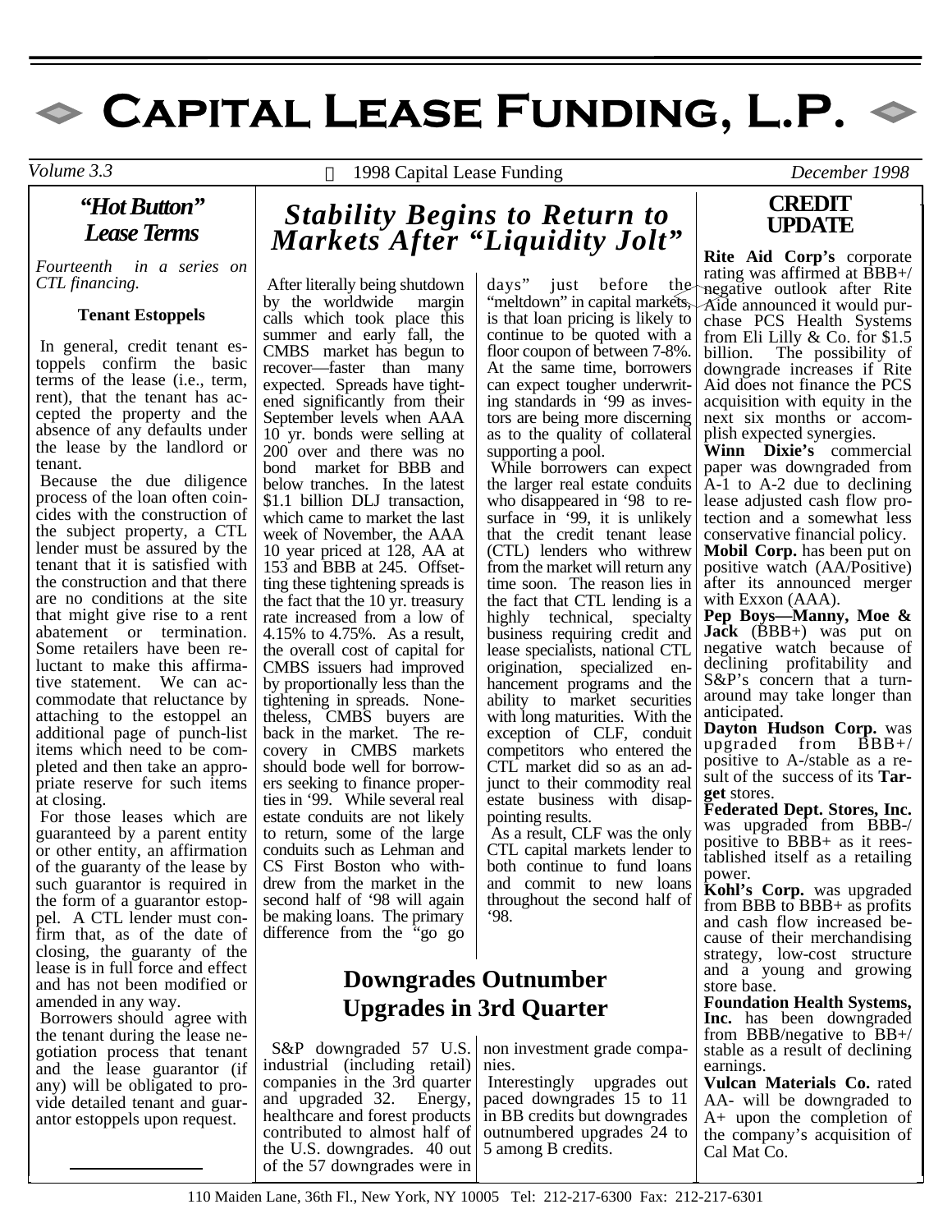# Capital Lease Funding, L.P.

*Volume 3.3* © 1998 Capital Lease Funding *December 1998*

## *"Hot Button" Lease Terms*

*Fourteenth in a series on CTL financing.*

### Tenant Estoppels

In general, credit tenant estoppels confirm the basic terms of the lease (i.e., term, rent), that the tenant has accepted the property and the absence of any defaults under the lease by the landlord or tenant.

Because the due diligence process of the loan often coincides with the construction of the subject property, a CTL lender must be assured by the tenant that it is satisfied with the construction and that there are no conditions at the site that might give rise to a rent abatement or termination. Some retailers have been reluctant to make this affirmative statement. We can accommodate that reluctance by attaching to the estoppel an additional page of punch-list items which need to be completed and then take an appropriate reserve for such items at closing.

For those leases which are guaranteed by a parent entity or other entity, an affirmation of the guaranty of the lease by such guarantor is required in the form of a guarantor estoppel. A CTL lender must confirm that, as of the date of closing, the guaranty of the lease is in full force and effect and has not been modified or amended in any way.

Borrowers should agree with the tenant during the lease negotiation process that tenant and the lease guarantor (if any) will be obligated to provide detailed tenant and guarantor estoppels upon request.

## *Stability Begins to Return to Markets After "Liquidity Jolt"*

After literally being shutdown by the worldwide margin calls which took place this summer and early fall, the CMBS market has begun to recover—faster than many expected. Spreads have tightened significantly from their September levels when AAA 10 yr. bonds were selling at 200 over and there was no bond market for BBB and below tranches. In the latest $1.1 billion DLJ transaction, which came to market the last week of November, the AAA 10 year priced at 128, AA at 153 and BBB at 245. Offsetting these tightening spreads is the fact that the 10 yr. treasury rate increased from a low of 4.15% to 4.75%. As a result, the overall cost of capital for CMBS issuers had improved by proportionally less than the tightening in spreads. Nonetheless, CMBS buyers are back in the market. The recovery in CMBS markets should bode well for borrowers seeking to finance properties in '99. While several real estate conduits are not likely to return, some of the large conduits such as Lehman and CS First Boston who withdrew from the market in the second half of '98 will again be making loans. The primary difference from the "go go days" just before the "meltdown" in capital markets, is that loan pricing is likely to continue to be quoted with a floor coupon of between 7-8%. At the same time, borrowers can expect tougher underwriting standards in '99 as investors are being more discerning as to the quality of collateral supporting a pool.

While borrowers can expect the larger real estate conduits who disappeared in '98 to resurface in '99, it is unlikely that the credit tenant lease (CTL) lenders who withrew from the market will return any time soon. The reason lies in the fact that CTL lending is a highly technical, specialty business requiring credit and lease specialists, national CTL origination, specialized enhancement programs and the ability to market securities with long maturities. With the exception of CLF, conduit competitors who entered the CTL market did so as an adjunct to their commodity real estate business with disappointing results.

As a result, CLF was the only CTL capital markets lender to both continue to fund loans and commit to new loans throughout the second half of '98.

## Downgrades Outnumber Upgrades in 3rd Quarter

S&P downgraded 57 U.S. industrial (including retail) companies in the 3rd quarter and upgraded 32. Energy, healthcare and forest products contributed to almost half of the U.S. downgrades. 40 out of the 57 downgrades were in non investment grade companies.

Interestingly upgrades out paced downgrades 15 to 11 in BB credits but downgrades outnumbered upgrades 24 to 5 among B credits.

## CREDIT UPDATE

**Rite Aid Corp's** corporate rating was affirmed at BBB+/negative outlook after Rite Aide announced it would purchase PCS Health Systems from Eli Lilly & Co. for $1.5 billion. The possibility of downgrade increases if Rite Aid does not finance the PCS acquisition with equity in the next six months or accomplish expected synergies.

**Winn Dixie's** commercial paper was downgraded from A-1 to A-2 due to declining lease adjusted cash flow protection and a somewhat less conservative financial policy.

**Mobil Corp.** has been put on positive watch (AA/Positive) after its announced merger with Exxon (AAA).

**Pep Boys—Manny, Moe & Jack** (BBB+) was put on negative watch because of declining profitability and S&P's concern that a turnaround may take longer than anticipated.

**Dayton Hudson Corp.** was upgraded from BBB+/positive to A-/stable as a result of the success of its **Target** stores.

**Federated Dept. Stores, Inc.** was upgraded from BBB-/positive to BBB+ as it reestablished itself as a retailing power.

**Kohl's Corp.** was upgraded from BBB to BBB+ as profits and cash flow increased because of their merchandising strategy, low-cost structure and a young and growing store base.

**Foundation Health Systems, Inc.** has been downgraded from BBB/negative to BB+/stable as a result of declining earnings.

**Vulcan Materials Co.** rated AA- will be downgraded to A+ upon the completion of the company's acquisition of Cal Mat Co.

110 Maiden Lane, 36th Fl., New York, NY 10005 Tel: 212-217-6300 Fax: 212-217-6301